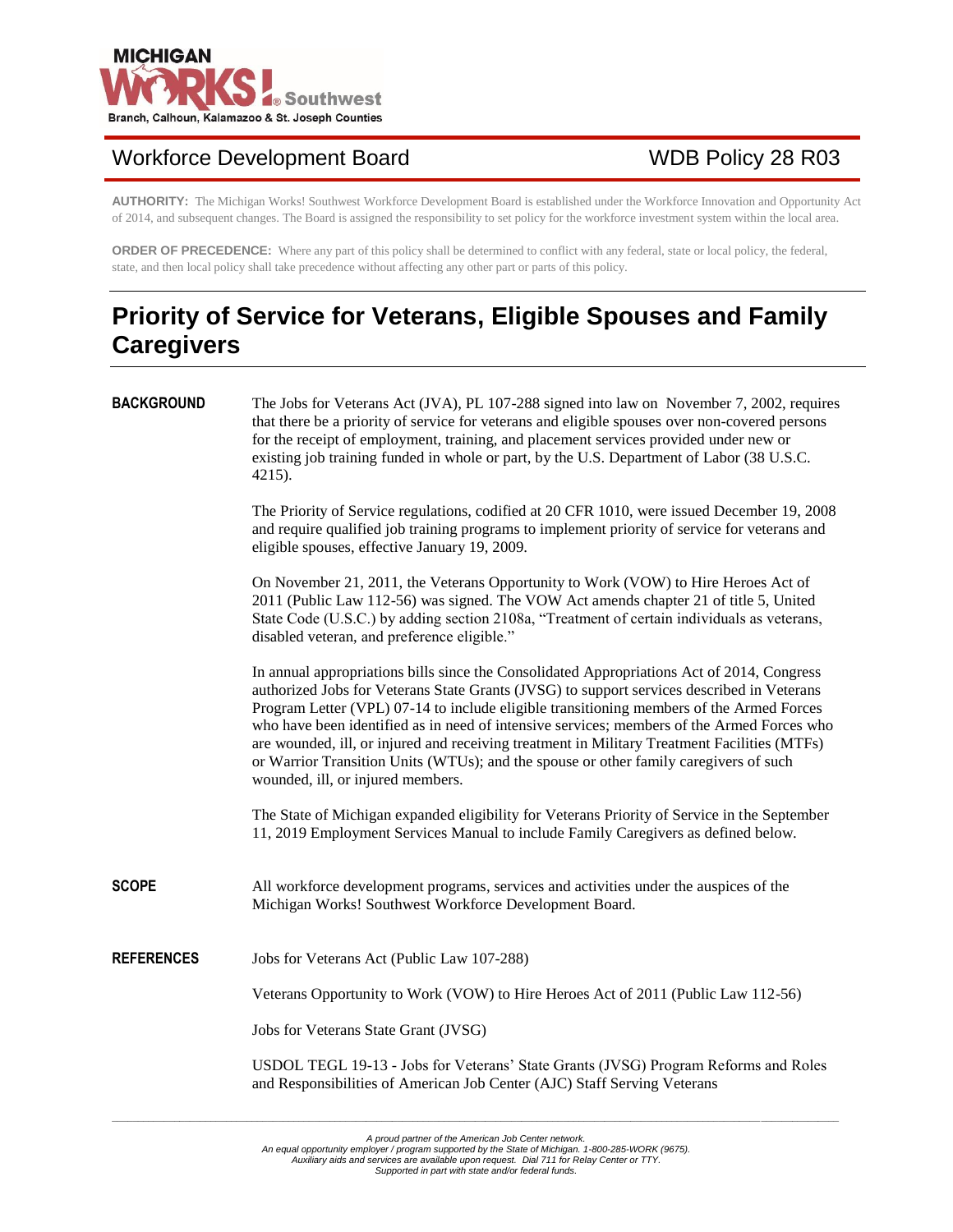MICHIGAN WORKS! Southwest
Branch, Calhoun, Kalamazoo & St. Joseph Counties

Workforce Development Board — WDB Policy 28 R03

**AUTHORITY:** The Michigan Works! Southwest Workforce Development Board is established under the Workforce Innovation and Opportunity Act of 2014, and subsequent changes. The Board is assigned the responsibility to set policy for the workforce investment system within the local area.

**ORDER OF PRECEDENCE:** Where any part of this policy shall be determined to conflict with any federal, state or local policy, the federal, state, and then local policy shall take precedence without affecting any other part or parts of this policy.

# Priority of Service for Veterans, Eligible Spouses and Family Caregivers

## BACKGROUND

The Jobs for Veterans Act (JVA), PL 107-288 signed into law on November 7, 2002, requires that there be a priority of service for veterans and eligible spouses over non-covered persons for the receipt of employment, training, and placement services provided under new or existing job training funded in whole or part, by the U.S. Department of Labor (38 U.S.C. 4215).

The Priority of Service regulations, codified at 20 CFR 1010, were issued December 19, 2008 and require qualified job training programs to implement priority of service for veterans and eligible spouses, effective January 19, 2009.

On November 21, 2011, the Veterans Opportunity to Work (VOW) to Hire Heroes Act of 2011 (Public Law 112-56) was signed. The VOW Act amends chapter 21 of title 5, United State Code (U.S.C.) by adding section 2108a, "Treatment of certain individuals as veterans, disabled veteran, and preference eligible."

In annual appropriations bills since the Consolidated Appropriations Act of 2014, Congress authorized Jobs for Veterans State Grants (JVSG) to support services described in Veterans Program Letter (VPL) 07-14 to include eligible transitioning members of the Armed Forces who have been identified as in need of intensive services; members of the Armed Forces who are wounded, ill, or injured and receiving treatment in Military Treatment Facilities (MTFs) or Warrior Transition Units (WTUs); and the spouse or other family caregivers of such wounded, ill, or injured members.

The State of Michigan expanded eligibility for Veterans Priority of Service in the September 11, 2019 Employment Services Manual to include Family Caregivers as defined below.

## SCOPE

All workforce development programs, services and activities under the auspices of the Michigan Works! Southwest Workforce Development Board.

## REFERENCES

Jobs for Veterans Act (Public Law 107-288)

Veterans Opportunity to Work (VOW) to Hire Heroes Act of 2011 (Public Law 112-56)

Jobs for Veterans State Grant (JVSG)

USDOL TEGL 19-13 - Jobs for Veterans' State Grants (JVSG) Program Reforms and Roles and Responsibilities of American Job Center (AJC) Staff Serving Veterans

*A proud partner of the American Job Center network.*
*An equal opportunity employer / program supported by the State of Michigan. 1-800-285-WORK (9675).*
*Auxiliary aids and services are available upon request. Dial 711 for Relay Center or TTY.*
*Supported in part with state and/or federal funds.*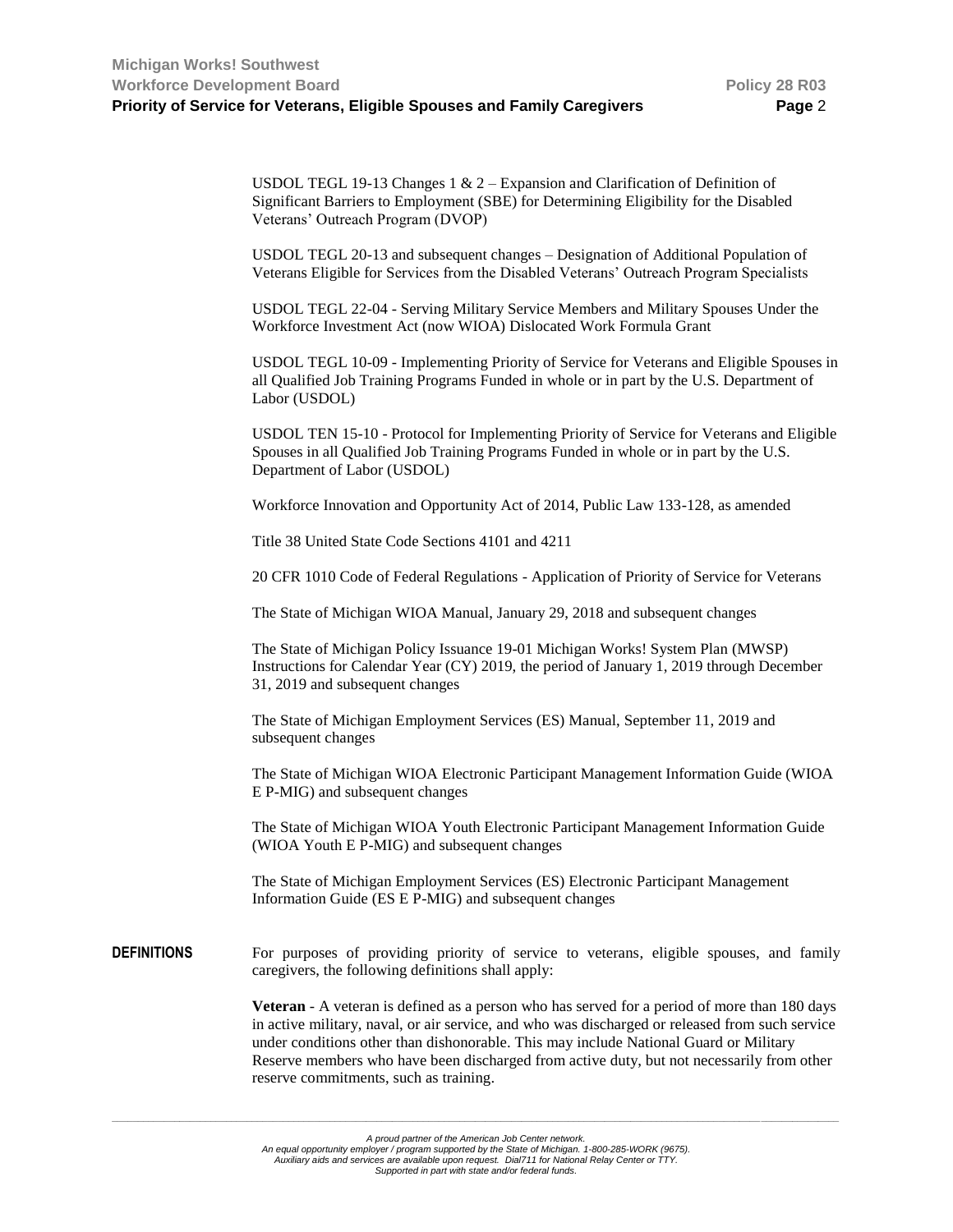USDOL TEGL 19-13 Changes 1 & 2 – Expansion and Clarification of Definition of Significant Barriers to Employment (SBE) for Determining Eligibility for the Disabled Veterans' Outreach Program (DVOP)

USDOL TEGL 20-13 and subsequent changes – Designation of Additional Population of Veterans Eligible for Services from the Disabled Veterans' Outreach Program Specialists

USDOL TEGL 22-04 - Serving Military Service Members and Military Spouses Under the Workforce Investment Act (now WIOA) Dislocated Work Formula Grant

USDOL TEGL 10-09 - Implementing Priority of Service for Veterans and Eligible Spouses in all Qualified Job Training Programs Funded in whole or in part by the U.S. Department of Labor (USDOL)

USDOL TEN 15-10 - Protocol for Implementing Priority of Service for Veterans and Eligible Spouses in all Qualified Job Training Programs Funded in whole or in part by the U.S. Department of Labor (USDOL)

Workforce Innovation and Opportunity Act of 2014, Public Law 133-128, as amended

Title 38 United State Code Sections 4101 and 4211

20 CFR 1010 Code of Federal Regulations - Application of Priority of Service for Veterans

The State of Michigan WIOA Manual, January 29, 2018 and subsequent changes

The State of Michigan Policy Issuance 19-01 Michigan Works! System Plan (MWSP) Instructions for Calendar Year (CY) 2019, the period of January 1, 2019 through December 31, 2019 and subsequent changes

The State of Michigan Employment Services (ES) Manual, September 11, 2019 and subsequent changes

The State of Michigan WIOA Electronic Participant Management Information Guide (WIOA E P-MIG) and subsequent changes

The State of Michigan WIOA Youth Electronic Participant Management Information Guide (WIOA Youth E P-MIG) and subsequent changes

The State of Michigan Employment Services (ES) Electronic Participant Management Information Guide (ES E P-MIG) and subsequent changes

## DEFINITIONS

For purposes of providing priority of service to veterans, eligible spouses, and family caregivers, the following definitions shall apply:

**Veteran** - A veteran is defined as a person who has served for a period of more than 180 days in active military, naval, or air service, and who was discharged or released from such service under conditions other than dishonorable. This may include National Guard or Military Reserve members who have been discharged from active duty, but not necessarily from other reserve commitments, such as training.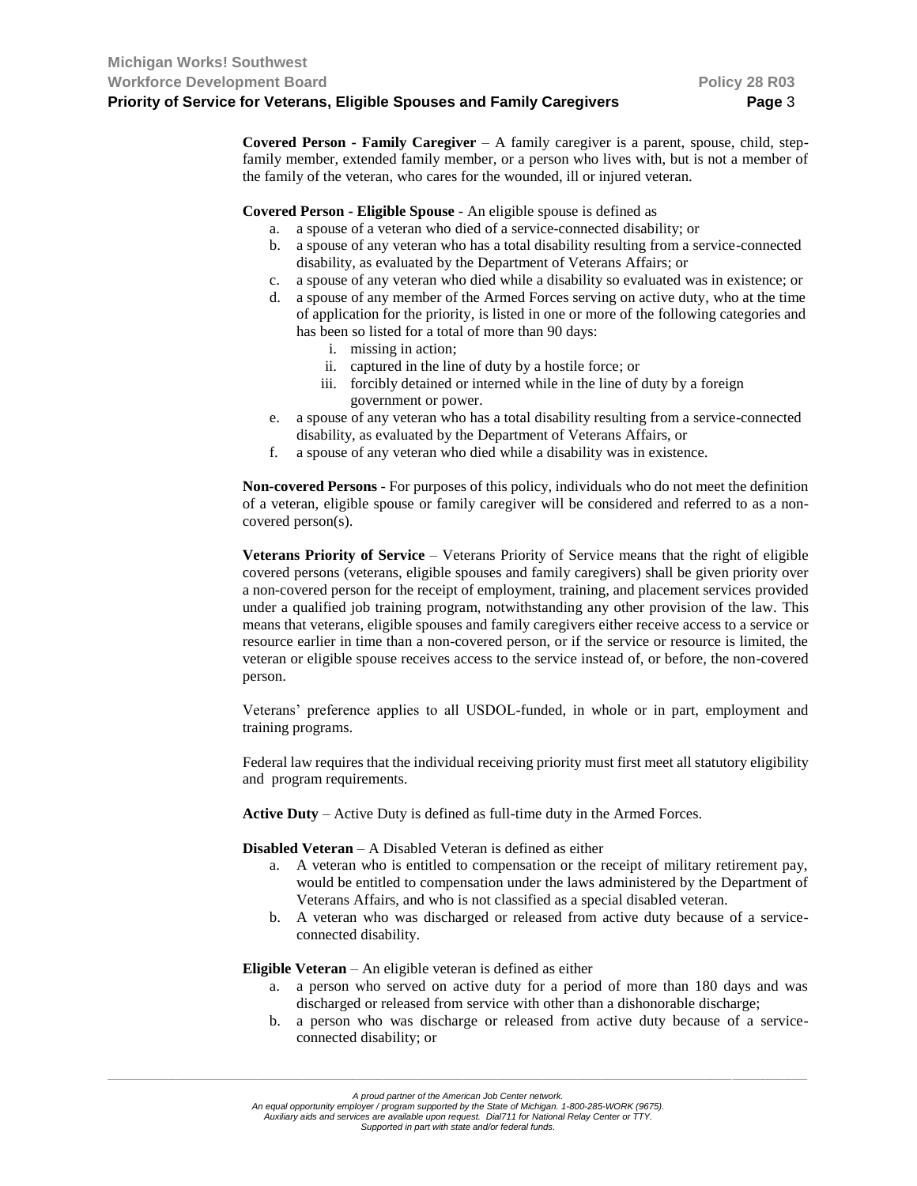**Covered Person - Family Caregiver** – A family caregiver is a parent, spouse, child, step-family member, extended family member, or a person who lives with, but is not a member of the family of the veteran, who cares for the wounded, ill or injured veteran.

**Covered Person - Eligible Spouse** - An eligible spouse is defined as

a. a spouse of a veteran who died of a service-connected disability; or
b. a spouse of any veteran who has a total disability resulting from a service-connected disability, as evaluated by the Department of Veterans Affairs; or
c. a spouse of any veteran who died while a disability so evaluated was in existence; or
d. a spouse of any member of the Armed Forces serving on active duty, who at the time of application for the priority, is listed in one or more of the following categories and has been so listed for a total of more than 90 days:
    i. missing in action;
    ii. captured in the line of duty by a hostile force; or
    iii. forcibly detained or interned while in the line of duty by a foreign government or power.
e. a spouse of any veteran who has a total disability resulting from a service-connected disability, as evaluated by the Department of Veterans Affairs, or
f. a spouse of any veteran who died while a disability was in existence.

**Non-covered Persons** - For purposes of this policy, individuals who do not meet the definition of a veteran, eligible spouse or family caregiver will be considered and referred to as a non-covered person(s).

**Veterans Priority of Service** – Veterans Priority of Service means that the right of eligible covered persons (veterans, eligible spouses and family caregivers) shall be given priority over a non-covered person for the receipt of employment, training, and placement services provided under a qualified job training program, notwithstanding any other provision of the law. This means that veterans, eligible spouses and family caregivers either receive access to a service or resource earlier in time than a non-covered person, or if the service or resource is limited, the veteran or eligible spouse receives access to the service instead of, or before, the non-covered person.

Veterans' preference applies to all USDOL-funded, in whole or in part, employment and training programs.

Federal law requires that the individual receiving priority must first meet all statutory eligibility and program requirements.

**Active Duty** – Active Duty is defined as full-time duty in the Armed Forces.

**Disabled Veteran** – A Disabled Veteran is defined as either

a. A veteran who is entitled to compensation or the receipt of military retirement pay, would be entitled to compensation under the laws administered by the Department of Veterans Affairs, and who is not classified as a special disabled veteran.
b. A veteran who was discharged or released from active duty because of a service-connected disability.

**Eligible Veteran** – An eligible veteran is defined as either

a. a person who served on active duty for a period of more than 180 days and was discharged or released from service with other than a dishonorable discharge;
b. a person who was discharge or released from active duty because of a service-connected disability; or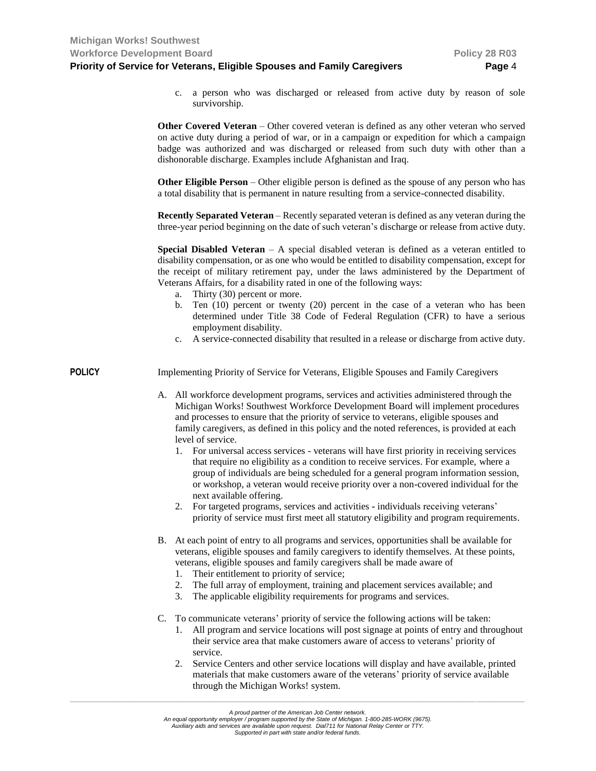c. a person who was discharged or released from active duty by reason of sole survivorship.

**Other Covered Veteran** – Other covered veteran is defined as any other veteran who served on active duty during a period of war, or in a campaign or expedition for which a campaign badge was authorized and was discharged or released from such duty with other than a dishonorable discharge. Examples include Afghanistan and Iraq.

**Other Eligible Person** – Other eligible person is defined as the spouse of any person who has a total disability that is permanent in nature resulting from a service-connected disability.

**Recently Separated Veteran** – Recently separated veteran is defined as any veteran during the three-year period beginning on the date of such veteran's discharge or release from active duty.

**Special Disabled Veteran** – A special disabled veteran is defined as a veteran entitled to disability compensation, or as one who would be entitled to disability compensation, except for the receipt of military retirement pay, under the laws administered by the Department of Veterans Affairs, for a disability rated in one of the following ways:

a. Thirty (30) percent or more.
b. Ten (10) percent or twenty (20) percent in the case of a veteran who has been determined under Title 38 Code of Federal Regulation (CFR) to have a serious employment disability.
c. A service-connected disability that resulted in a release or discharge from active duty.

**POLICY**

Implementing Priority of Service for Veterans, Eligible Spouses and Family Caregivers

A. All workforce development programs, services and activities administered through the Michigan Works! Southwest Workforce Development Board will implement procedures and processes to ensure that the priority of service to veterans, eligible spouses and family caregivers, as defined in this policy and the noted references, is provided at each level of service.
   1. For universal access services - veterans will have first priority in receiving services that require no eligibility as a condition to receive services. For example, where a group of individuals are being scheduled for a general program information session, or workshop, a veteran would receive priority over a non-covered individual for the next available offering.
   2. For targeted programs, services and activities - individuals receiving veterans' priority of service must first meet all statutory eligibility and program requirements.

B. At each point of entry to all programs and services, opportunities shall be available for veterans, eligible spouses and family caregivers to identify themselves. At these points, veterans, eligible spouses and family caregivers shall be made aware of
   1. Their entitlement to priority of service;
   2. The full array of employment, training and placement services available; and
   3. The applicable eligibility requirements for programs and services.

C. To communicate veterans' priority of service the following actions will be taken:
   1. All program and service locations will post signage at points of entry and throughout their service area that make customers aware of access to veterans' priority of service.
   2. Service Centers and other service locations will display and have available, printed materials that make customers aware of the veterans' priority of service available through the Michigan Works! system.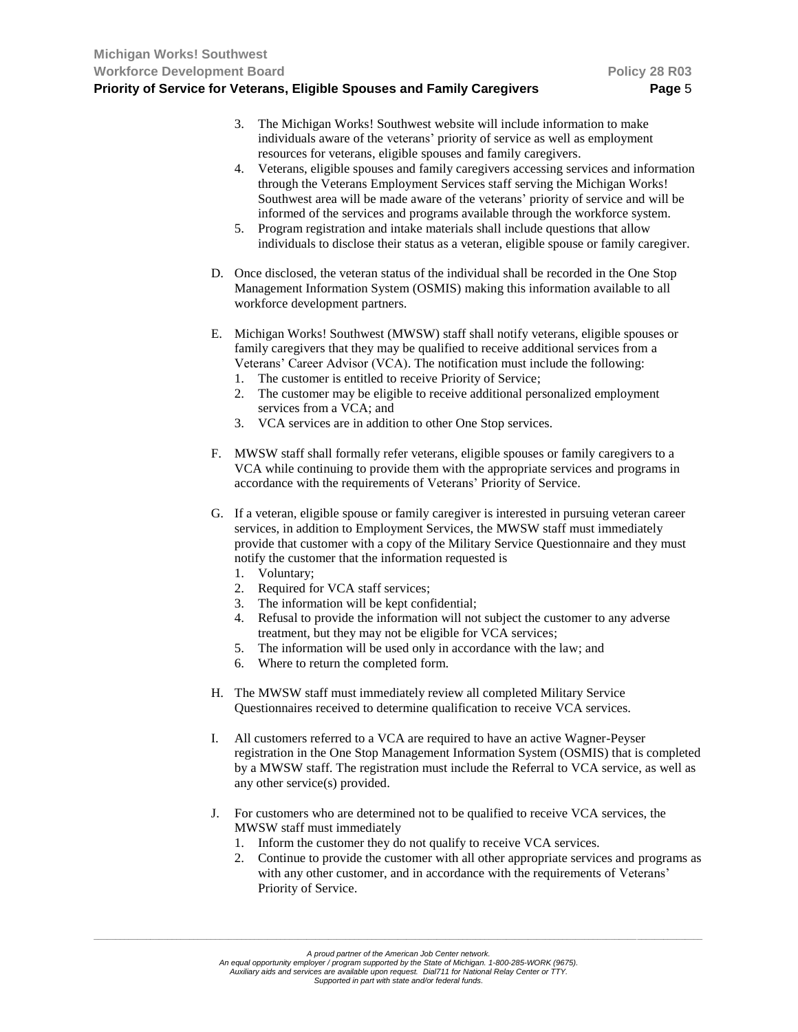3. The Michigan Works! Southwest website will include information to make individuals aware of the veterans' priority of service as well as employment resources for veterans, eligible spouses and family caregivers.
4. Veterans, eligible spouses and family caregivers accessing services and information through the Veterans Employment Services staff serving the Michigan Works! Southwest area will be made aware of the veterans' priority of service and will be informed of the services and programs available through the workforce system.
5. Program registration and intake materials shall include questions that allow individuals to disclose their status as a veteran, eligible spouse or family caregiver.

D. Once disclosed, the veteran status of the individual shall be recorded in the One Stop Management Information System (OSMIS) making this information available to all workforce development partners.

E. Michigan Works! Southwest (MWSW) staff shall notify veterans, eligible spouses or family caregivers that they may be qualified to receive additional services from a Veterans' Career Advisor (VCA). The notification must include the following:
   1. The customer is entitled to receive Priority of Service;
   2. The customer may be eligible to receive additional personalized employment services from a VCA; and
   3. VCA services are in addition to other One Stop services.

F. MWSW staff shall formally refer veterans, eligible spouses or family caregivers to a VCA while continuing to provide them with the appropriate services and programs in accordance with the requirements of Veterans' Priority of Service.

G. If a veteran, eligible spouse or family caregiver is interested in pursuing veteran career services, in addition to Employment Services, the MWSW staff must immediately provide that customer with a copy of the Military Service Questionnaire and they must notify the customer that the information requested is
   1. Voluntary;
   2. Required for VCA staff services;
   3. The information will be kept confidential;
   4. Refusal to provide the information will not subject the customer to any adverse treatment, but they may not be eligible for VCA services;
   5. The information will be used only in accordance with the law; and
   6. Where to return the completed form.

H. The MWSW staff must immediately review all completed Military Service Questionnaires received to determine qualification to receive VCA services.

I. All customers referred to a VCA are required to have an active Wagner-Peyser registration in the One Stop Management Information System (OSMIS) that is completed by a MWSW staff. The registration must include the Referral to VCA service, as well as any other service(s) provided.

J. For customers who are determined not to be qualified to receive VCA services, the MWSW staff must immediately
   1. Inform the customer they do not qualify to receive VCA services.
   2. Continue to provide the customer with all other appropriate services and programs as with any other customer, and in accordance with the requirements of Veterans' Priority of Service.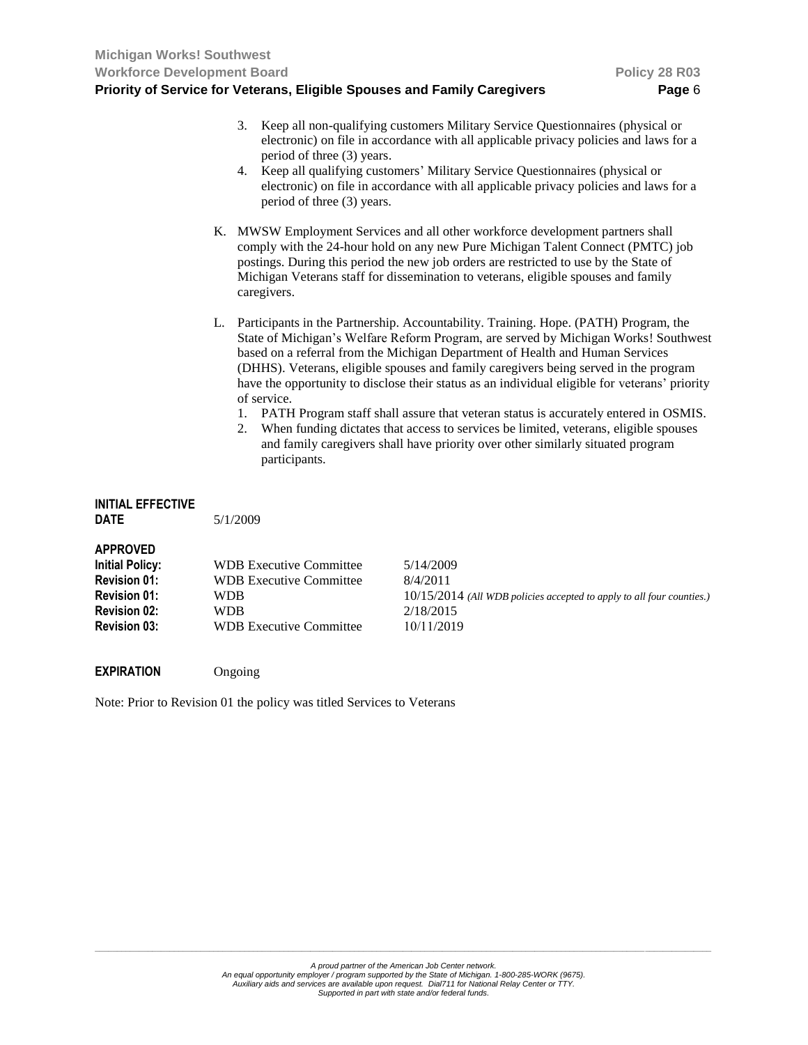3. Keep all non-qualifying customers Military Service Questionnaires (physical or electronic) on file in accordance with all applicable privacy policies and laws for a period of three (3) years.
4. Keep all qualifying customers' Military Service Questionnaires (physical or electronic) on file in accordance with all applicable privacy policies and laws for a period of three (3) years.

K. MWSW Employment Services and all other workforce development partners shall comply with the 24-hour hold on any new Pure Michigan Talent Connect (PMTC) job postings. During this period the new job orders are restricted to use by the State of Michigan Veterans staff for dissemination to veterans, eligible spouses and family caregivers.

L. Participants in the Partnership. Accountability. Training. Hope. (PATH) Program, the State of Michigan's Welfare Reform Program, are served by Michigan Works! Southwest based on a referral from the Michigan Department of Health and Human Services (DHHS). Veterans, eligible spouses and family caregivers being served in the program have the opportunity to disclose their status as an individual eligible for veterans' priority of service.
   1. PATH Program staff shall assure that veteran status is accurately entered in OSMIS.
   2. When funding dictates that access to services be limited, veterans, eligible spouses and family caregivers shall have priority over other similarly situated program participants.

**INITIAL EFFECTIVE DATE** 5/1/2009

**APPROVED**

| | | |
|---|---|---|
| **Initial Policy:** | WDB Executive Committee | 5/14/2009 |
| **Revision 01:** | WDB Executive Committee | 8/4/2011 |
| **Revision 01:** | WDB | 10/15/2014 *(All WDB policies accepted to apply to all four counties.)* |
| **Revision 02:** | WDB | 2/18/2015 |
| **Revision 03:** | WDB Executive Committee | 10/11/2019 |

**EXPIRATION** Ongoing

Note: Prior to Revision 01 the policy was titled Services to Veterans